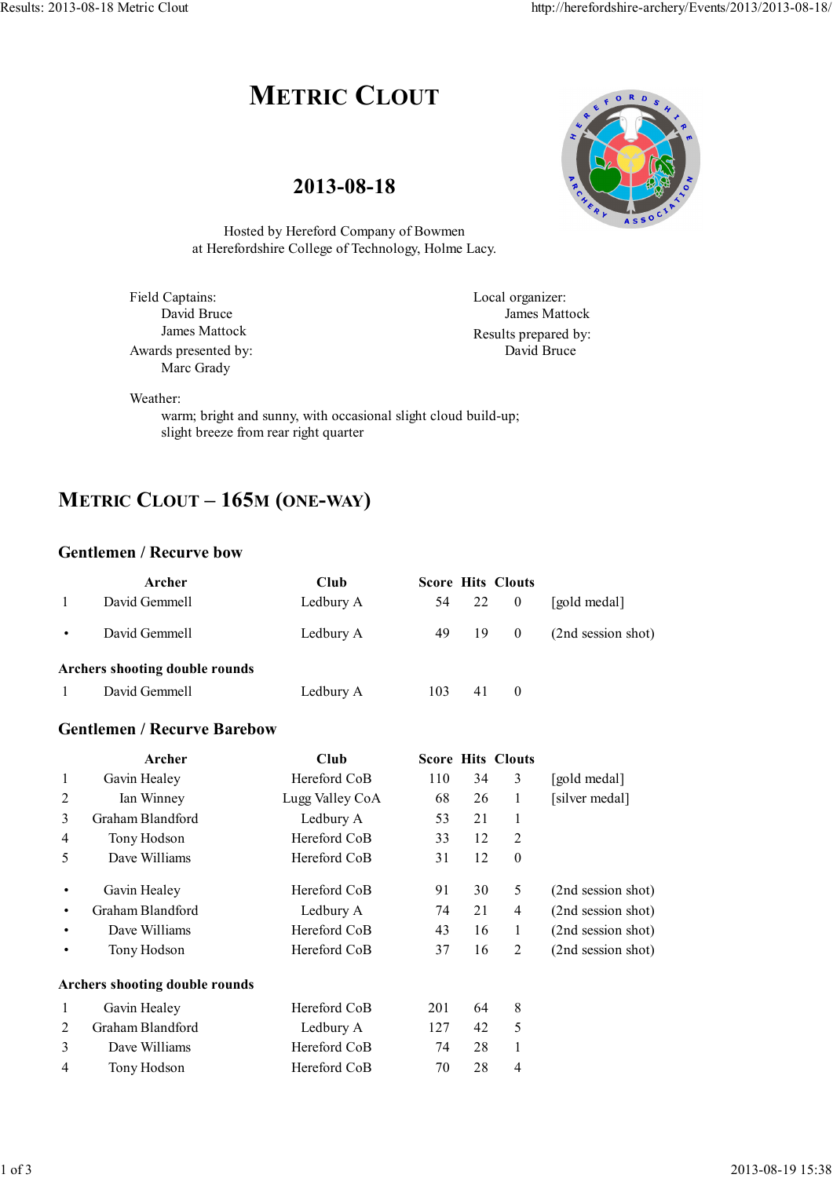# Metric Clout

## 2013-08-18

Hosted by Hereford Company of Bowmen
at Herefordshire College of Technology, Holme Lacy.

Field Captains:
David Bruce
James Mattock

Awards presented by:
Marc Grady

Local organizer:
James Mattock

Results prepared by:
David Bruce

Weather:
warm; bright and sunny, with occasional slight cloud build-up;
slight breeze from rear right quarter

## Metric Clout – 165m (one-way)

### Gentlemen / Recurve bow

| | Archer | Club | Score | Hits | Clouts | |
|---|---|---|---|---|---|---|
| 1 | David Gemmell | Ledbury A | 54 | 22 | 0 | [gold medal] |
| • | David Gemmell | Ledbury A | 49 | 19 | 0 | (2nd session shot) |

**Archers shooting double rounds**

| | Archer | Club | Score | Hits | Clouts |
|---|---|---|---|---|---|
| 1 | David Gemmell | Ledbury A | 103 | 41 | 0 |

### Gentlemen / Recurve Barebow

| | Archer | Club | Score | Hits | Clouts | |
|---|---|---|---|---|---|---|
| 1 | Gavin Healey | Hereford CoB | 110 | 34 | 3 | [gold medal] |
| 2 | Ian Winney | Lugg Valley CoA | 68 | 26 | 1 | [silver medal] |
| 3 | Graham Blandford | Ledbury A | 53 | 21 | 1 | |
| 4 | Tony Hodson | Hereford CoB | 33 | 12 | 2 | |
| 5 | Dave Williams | Hereford CoB | 31 | 12 | 0 | |
| • | Gavin Healey | Hereford CoB | 91 | 30 | 5 | (2nd session shot) |
| • | Graham Blandford | Ledbury A | 74 | 21 | 4 | (2nd session shot) |
| • | Dave Williams | Hereford CoB | 43 | 16 | 1 | (2nd session shot) |
| • | Tony Hodson | Hereford CoB | 37 | 16 | 2 | (2nd session shot) |

**Archers shooting double rounds**

| | Archer | Club | Score | Hits | Clouts |
|---|---|---|---|---|---|
| 1 | Gavin Healey | Hereford CoB | 201 | 64 | 8 |
| 2 | Graham Blandford | Ledbury A | 127 | 42 | 5 |
| 3 | Dave Williams | Hereford CoB | 74 | 28 | 1 |
| 4 | Tony Hodson | Hereford CoB | 70 | 28 | 4 |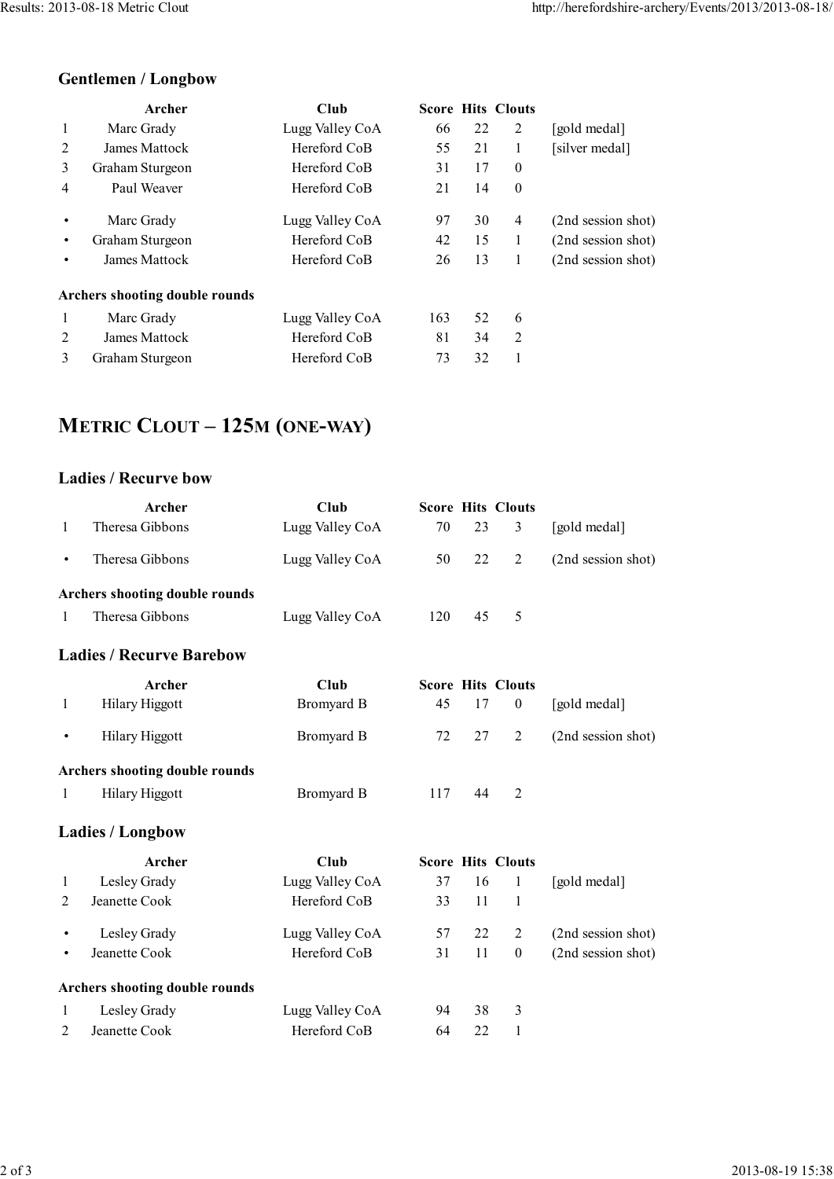### Gentlemen / Longbow

| | Archer | Club | Score | Hits | Clouts | |
|---|---|---|---|---|---|---|
| 1 | Marc Grady | Lugg Valley CoA | 66 | 22 | 2 | [gold medal] |
| 2 | James Mattock | Hereford CoB | 55 | 21 | 1 | [silver medal] |
| 3 | Graham Sturgeon | Hereford CoB | 31 | 17 | 0 | |
| 4 | Paul Weaver | Hereford CoB | 21 | 14 | 0 | |
| • | Marc Grady | Lugg Valley CoA | 97 | 30 | 4 | (2nd session shot) |
| • | Graham Sturgeon | Hereford CoB | 42 | 15 | 1 | (2nd session shot) |
| • | James Mattock | Hereford CoB | 26 | 13 | 1 | (2nd session shot) |

**Archers shooting double rounds**

| | | | | | |
|---|---|---|---|---|---|
| 1 | Marc Grady | Lugg Valley CoA | 163 | 52 | 6 |
| 2 | James Mattock | Hereford CoB | 81 | 34 | 2 |
| 3 | Graham Sturgeon | Hereford CoB | 73 | 32 | 1 |

## Metric Clout – 125m (one-way)

### Ladies / Recurve bow

| | Archer | Club | Score | Hits | Clouts | |
|---|---|---|---|---|---|---|
| 1 | Theresa Gibbons | Lugg Valley CoA | 70 | 23 | 3 | [gold medal] |
| • | Theresa Gibbons | Lugg Valley CoA | 50 | 22 | 2 | (2nd session shot) |

**Archers shooting double rounds**

| | | | | | |
|---|---|---|---|---|---|
| 1 | Theresa Gibbons | Lugg Valley CoA | 120 | 45 | 5 |

### Ladies / Recurve Barebow

| | Archer | Club | Score | Hits | Clouts | |
|---|---|---|---|---|---|---|
| 1 | Hilary Higgott | Bromyard B | 45 | 17 | 0 | [gold medal] |
| • | Hilary Higgott | Bromyard B | 72 | 27 | 2 | (2nd session shot) |

**Archers shooting double rounds**

| | | | | | |
|---|---|---|---|---|---|
| 1 | Hilary Higgott | Bromyard B | 117 | 44 | 2 |

### Ladies / Longbow

| | Archer | Club | Score | Hits | Clouts | |
|---|---|---|---|---|---|---|
| 1 | Lesley Grady | Lugg Valley CoA | 37 | 16 | 1 | [gold medal] |
| 2 | Jeanette Cook | Hereford CoB | 33 | 11 | 1 | |
| • | Lesley Grady | Lugg Valley CoA | 57 | 22 | 2 | (2nd session shot) |
| • | Jeanette Cook | Hereford CoB | 31 | 11 | 0 | (2nd session shot) |

**Archers shooting double rounds**

| | | | | | |
|---|---|---|---|---|---|
| 1 | Lesley Grady | Lugg Valley CoA | 94 | 38 | 3 |
| 2 | Jeanette Cook | Hereford CoB | 64 | 22 | 1 |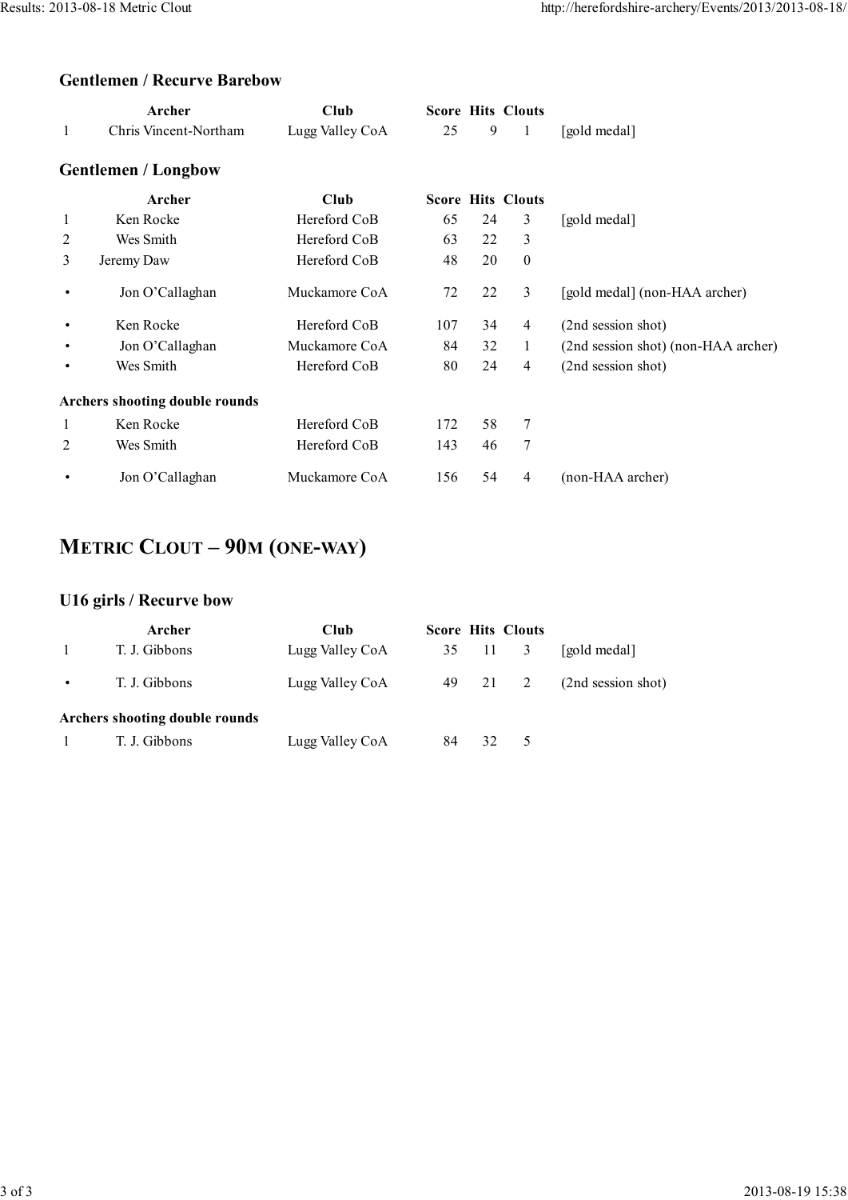### Gentlemen / Recurve Barebow

| | Archer | Club | Score | Hits | Clouts | |
|---|---|---|---|---|---|---|
| 1 | Chris Vincent-Northam | Lugg Valley CoA | 25 | 9 | 1 | [gold medal] |

### Gentlemen / Longbow

| | Archer | Club | Score | Hits | Clouts | |
|---|---|---|---|---|---|---|
| 1 | Ken Rocke | Hereford CoB | 65 | 24 | 3 | [gold medal] |
| 2 | Wes Smith | Hereford CoB | 63 | 22 | 3 | |
| 3 | Jeremy Daw | Hereford CoB | 48 | 20 | 0 | |
| • | Jon O'Callaghan | Muckamore CoA | 72 | 22 | 3 | [gold medal] (non-HAA archer) |
| • | Ken Rocke | Hereford CoB | 107 | 34 | 4 | (2nd session shot) |
| • | Jon O'Callaghan | Muckamore CoA | 84 | 32 | 1 | (2nd session shot) (non-HAA archer) |
| • | Wes Smith | Hereford CoB | 80 | 24 | 4 | (2nd session shot) |

**Archers shooting double rounds**

| | Archer | Club | Score | Hits | Clouts | |
|---|---|---|---|---|---|---|
| 1 | Ken Rocke | Hereford CoB | 172 | 58 | 7 | |
| 2 | Wes Smith | Hereford CoB | 143 | 46 | 7 | |
| • | Jon O'Callaghan | Muckamore CoA | 156 | 54 | 4 | (non-HAA archer) |

## METRIC CLOUT – 90M (ONE-WAY)

### U16 girls / Recurve bow

| | Archer | Club | Score | Hits | Clouts | |
|---|---|---|---|---|---|---|
| 1 | T. J. Gibbons | Lugg Valley CoA | 35 | 11 | 3 | [gold medal] |
| • | T. J. Gibbons | Lugg Valley CoA | 49 | 21 | 2 | (2nd session shot) |

**Archers shooting double rounds**

| | Archer | Club | Score | Hits | Clouts |
|---|---|---|---|---|---|
| 1 | T. J. Gibbons | Lugg Valley CoA | 84 | 32 | 5 |